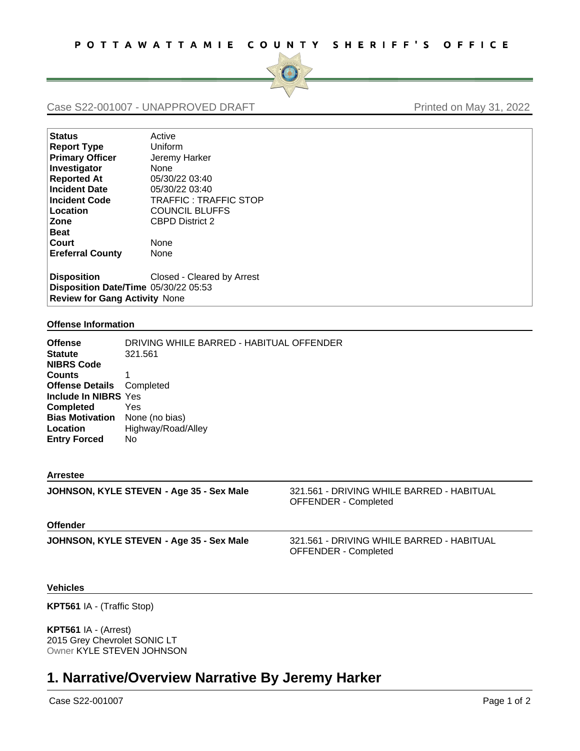# POTTAWATTAMIE COUNTY SHERIFF'S OFFICE

Case S22-001007 - UNAPPROVED DRAFT — Printed on May 31, 2022

| | |
|---|---|
| **Status** | Active |
| **Report Type** | Uniform |
| **Primary Officer** | Jeremy Harker |
| **Investigator** | None |
| **Reported At** | 05/30/22 03:40 |
| **Incident Date** | 05/30/22 03:40 |
| **Incident Code** | TRAFFIC : TRAFFIC STOP |
| **Location** | COUNCIL BLUFFS |
| **Zone** | CBPD District 2 |
| **Beat** | |
| **Court** | None |
| **Ereferral County** | None |
| **Disposition** | Closed - Cleared by Arrest |
| **Disposition Date/Time** | 05/30/22 05:53 |
| **Review for Gang Activity** | None |

### Offense Information

| | |
|---|---|
| **Offense** | DRIVING WHILE BARRED - HABITUAL OFFENDER |
| **Statute** | 321.561 |
| **NIBRS Code** | |
| **Counts** | 1 |
| **Offense Details** | Completed |
| **Include In NIBRS** | Yes |
| **Completed** | Yes |
| **Bias Motivation** | None (no bias) |
| **Location** | Highway/Road/Alley |
| **Entry Forced** | No |

### Arrestee

**JOHNSON, KYLE STEVEN - Age 35 - Sex Male** — 321.561 - DRIVING WHILE BARRED - HABITUAL OFFENDER - Completed

### Offender

**JOHNSON, KYLE STEVEN - Age 35 - Sex Male** — 321.561 - DRIVING WHILE BARRED - HABITUAL OFFENDER - Completed

### Vehicles

**KPT561** IA - (Traffic Stop)

**KPT561** IA - (Arrest)
2015 Grey Chevrolet SONIC LT
Owner KYLE STEVEN JOHNSON

# 1. Narrative/Overview Narrative By Jeremy Harker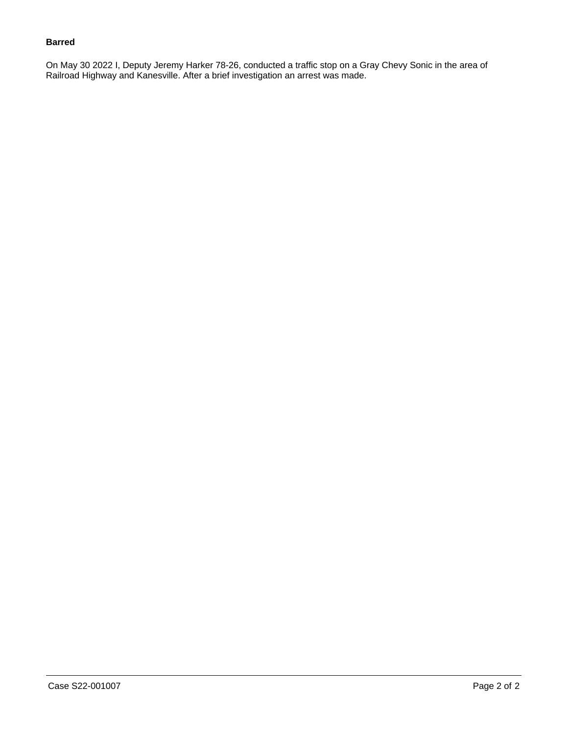**Barred**

On May 30 2022 I, Deputy Jeremy Harker 78-26, conducted a traffic stop on a Gray Chevy Sonic in the area of Railroad Highway and Kanesville. After a brief investigation an arrest was made.